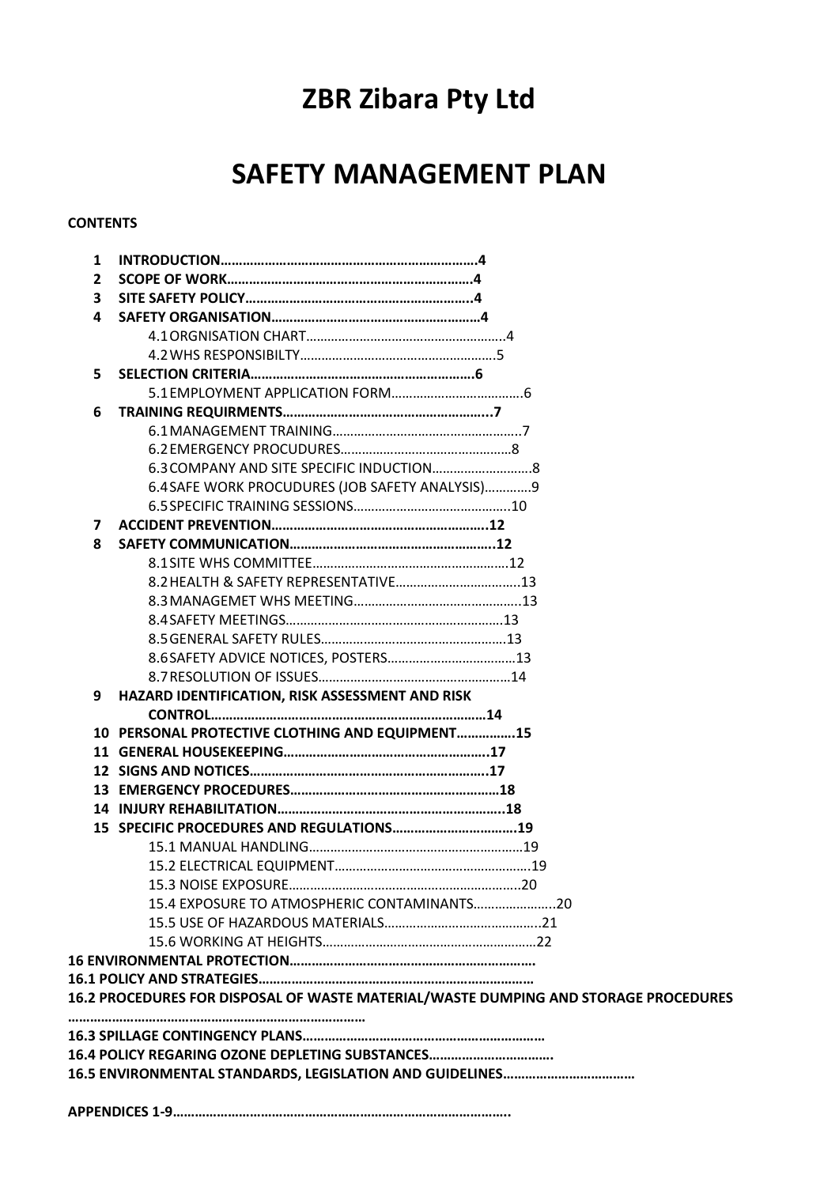# ZBR Zibara Pty Ltd

# SAFETY MANAGEMENT PLAN

**CONTENTS**

1. **INTRODUCTION……………………………………………………………4**
2. **SCOPE OF WORK…………………………………………………………4**
3. **SITE SAFETY POLICY……………………………………………………4**
4. **SAFETY ORGANISATION…………………………………………………4**
   - 4.1 ORGNISATION CHART………………………………………………4
   - 4.2 WHS RESPONSIBILTY………………………………………………5
5. **SELECTION CRITERIA……………………………………………………6**
   - 5.1 EMPLOYMENT APPLICATION FORM………………………………6
6. **TRAINING REQUIRMENTS………………………………………………..7**
   - 6.1 MANAGEMENT TRAINING……………………………………………7
   - 6.2 EMERGENCY PROCUDURES…………………………………………8
   - 6.3 COMPANY AND SITE SPECIFIC INDUCTION………………………8
   - 6.4 SAFE WORK PROCUDURES (JOB SAFETY ANALYSIS)…………9
   - 6.5 SPECIFIC TRAINING SESSIONS……………………………………10
7. **ACCIDENT PREVENTION…………………………………………………12**
8. **SAFETY COMMUNICATION………………………………………………12**
   - 8.1 SITE WHS COMMITTEE………………………………………………12
   - 8.2 HEALTH & SAFETY REPRESENTATIVE……………………………13
   - 8.3 MANAGEMET WHS MEETING…………………………………………13
   - 8.4 SAFETY MEETINGS……………………………………………………13
   - 8.5 GENERAL SAFETY RULES……………………………………………13
   - 8.6 SAFETY ADVICE NOTICES, POSTERS……………………………13
   - 8.7 RESOLUTION OF ISSUES………………………………………………14
9. **HAZARD IDENTIFICATION, RISK ASSESSMENT AND RISK CONTROL…………………………………………………………………14**
10. **PERSONAL PROTECTIVE CLOTHING AND EQUIPMENT……………15**
11. **GENERAL HOUSEKEEPING……………………………………………..17**
12. **SIGNS AND NOTICES……………………………………………………..17**
13. **EMERGENCY PROCEDURES……………………………………………18**
14. **INJURY REHABILITATION………………………………………………..18**
15. **SPECIFIC PROCEDURES AND REGULATIONS…………………………19**
    - 15.1 MANUAL HANDLING……………………………………………………19
    - 15.2 ELECTRICAL EQUIPMENT……………………………………………19
    - 15.3 NOISE EXPOSURE………………………………………………………20
    - 15.4 EXPOSURE TO ATMOSPHERIC CONTAMINANTS…………………..20
    - 15.5 USE OF HAZARDOUS MATERIALS…………………………………..21
    - 15.6 WORKING AT HEIGHTS…………………………………………………22

**16 ENVIRONMENTAL PROTECTION…………………………………………………………**

**16.1 POLICY AND STRATEGIES………………………………………………………………**

**16.2 PROCEDURES FOR DISPOSAL OF WASTE MATERIAL/WASTE DUMPING AND STORAGE PROCEDURES ……………………………………………………………………**

**16.3 SPILLAGE CONTINGENCY PLANS………………………………………………………**

**16.4 POLICY REGARING OZONE DEPLETING SUBSTANCES…………………………….**

**16.5 ENVIRONMENTAL STANDARDS, LEGISLATION AND GUIDELINES………………………**

**APPENDICES 1-9……………………………………………………………………………..**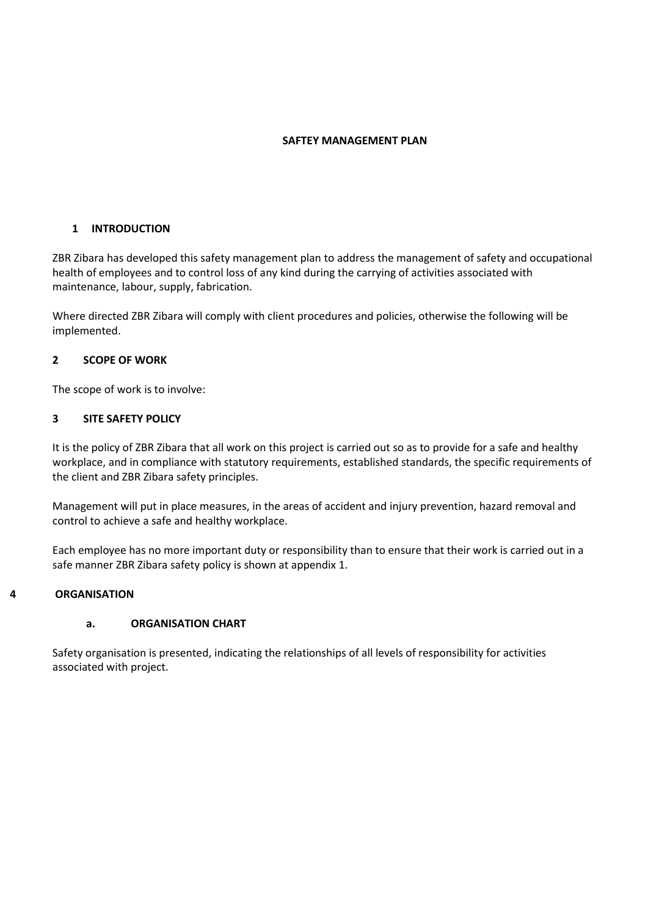**SAFTEY MANAGEMENT PLAN**

## 1 INTRODUCTION

ZBR Zibara has developed this safety management plan to address the management of safety and occupational health of employees and to control loss of any kind during the carrying of activities associated with maintenance, labour, supply, fabrication.

Where directed ZBR Zibara will comply with client procedures and policies, otherwise the following will be implemented.

## 2 SCOPE OF WORK

The scope of work is to involve:

## 3 SITE SAFETY POLICY

It is the policy of ZBR Zibara that all work on this project is carried out so as to provide for a safe and healthy workplace, and in compliance with statutory requirements, established standards, the specific requirements of the client and ZBR Zibara safety principles.

Management will put in place measures, in the areas of accident and injury prevention, hazard removal and control to achieve a safe and healthy workplace.

Each employee has no more important duty or responsibility than to ensure that their work is carried out in a safe manner ZBR Zibara safety policy is shown at appendix 1.

## 4 ORGANISATION

### a. ORGANISATION CHART

Safety organisation is presented, indicating the relationships of all levels of responsibility for activities associated with project.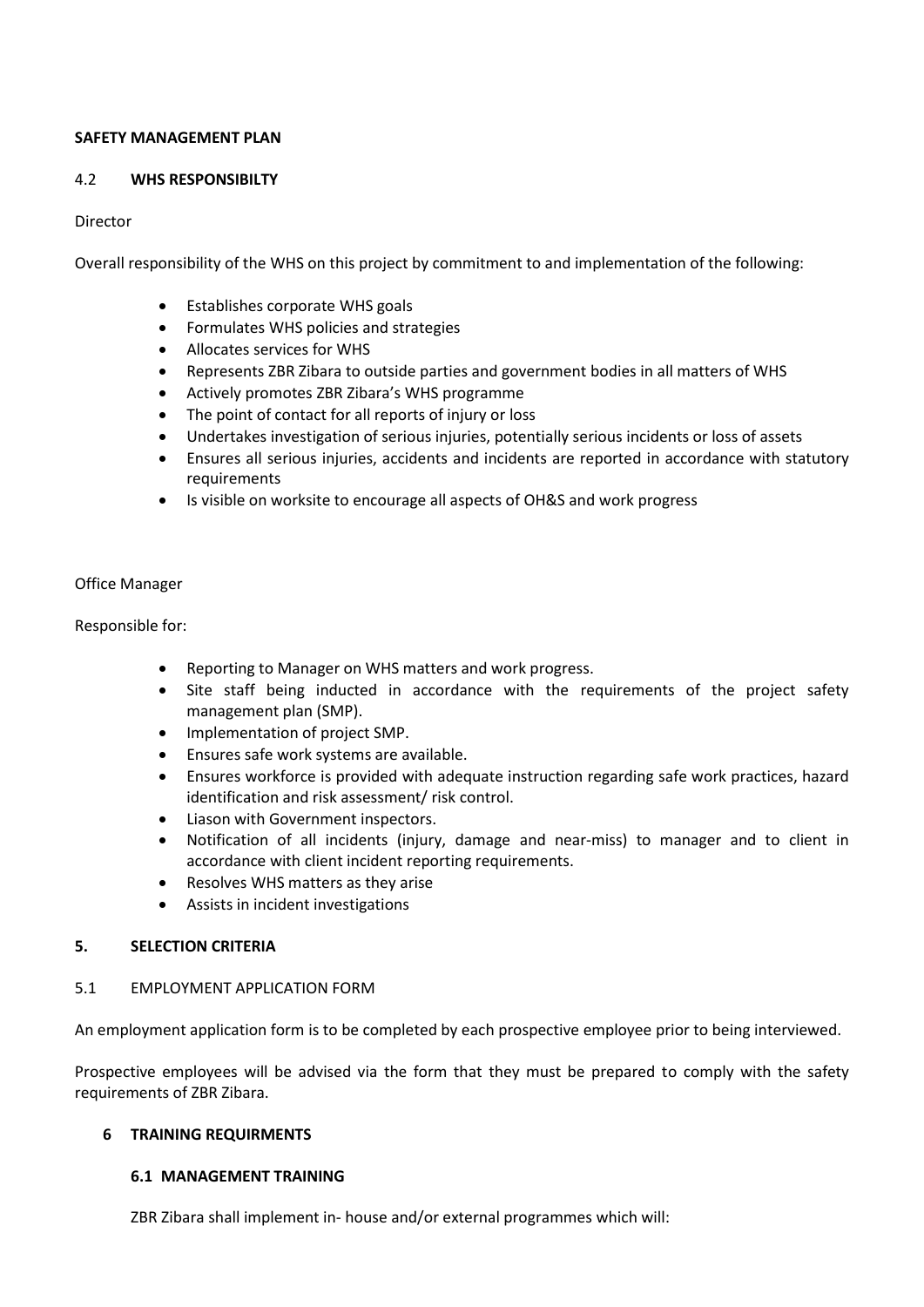**SAFETY MANAGEMENT PLAN**

4.2 **WHS RESPONSIBILTY**

Director

Overall responsibility of the WHS on this project by commitment to and implementation of the following:

- Establishes corporate WHS goals
- Formulates WHS policies and strategies
- Allocates services for WHS
- Represents ZBR Zibara to outside parties and government bodies in all matters of WHS
- Actively promotes ZBR Zibara's WHS programme
- The point of contact for all reports of injury or loss
- Undertakes investigation of serious injuries, potentially serious incidents or loss of assets
- Ensures all serious injuries, accidents and incidents are reported in accordance with statutory requirements
- Is visible on worksite to encourage all aspects of OH&S and work progress

Office Manager

Responsible for:

- Reporting to Manager on WHS matters and work progress.
- Site staff being inducted in accordance with the requirements of the project safety management plan (SMP).
- Implementation of project SMP.
- Ensures safe work systems are available.
- Ensures workforce is provided with adequate instruction regarding safe work practices, hazard identification and risk assessment/ risk control.
- Liason with Government inspectors.
- Notification of all incidents (injury, damage and near-miss) to manager and to client in accordance with client incident reporting requirements.
- Resolves WHS matters as they arise
- Assists in incident investigations

**5. SELECTION CRITERIA**

5.1 EMPLOYMENT APPLICATION FORM

An employment application form is to be completed by each prospective employee prior to being interviewed.

Prospective employees will be advised via the form that they must be prepared to comply with the safety requirements of ZBR Zibara.

**6 TRAINING REQUIRMENTS**

**6.1 MANAGEMENT TRAINING**

ZBR Zibara shall implement in- house and/or external programmes which will: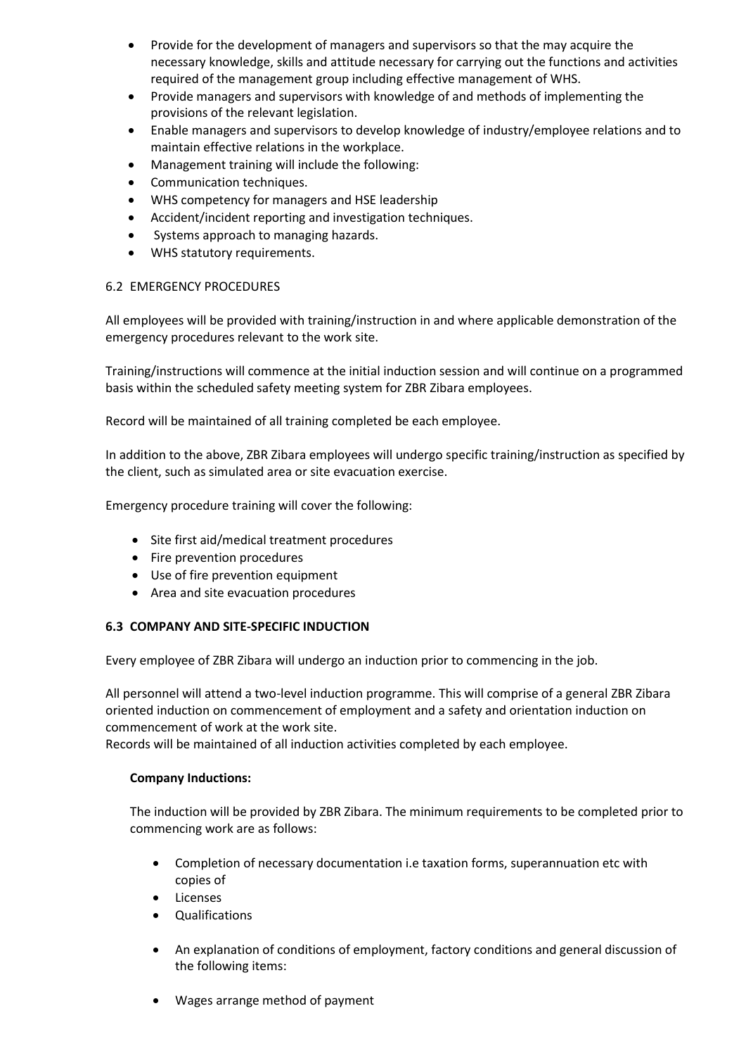- Provide for the development of managers and supervisors so that the may acquire the necessary knowledge, skills and attitude necessary for carrying out the functions and activities required of the management group including effective management of WHS.
- Provide managers and supervisors with knowledge of and methods of implementing the provisions of the relevant legislation.
- Enable managers and supervisors to develop knowledge of industry/employee relations and to maintain effective relations in the workplace.
- Management training will include the following:
- Communication techniques.
- WHS competency for managers and HSE leadership
- Accident/incident reporting and investigation techniques.
- Systems approach to managing hazards.
- WHS statutory requirements.

### 6.2 EMERGENCY PROCEDURES

All employees will be provided with training/instruction in and where applicable demonstration of the emergency procedures relevant to the work site.

Training/instructions will commence at the initial induction session and will continue on a programmed basis within the scheduled safety meeting system for ZBR Zibara employees.

Record will be maintained of all training completed be each employee.

In addition to the above, ZBR Zibara employees will undergo specific training/instruction as specified by the client, such as simulated area or site evacuation exercise.

Emergency procedure training will cover the following:

- Site first aid/medical treatment procedures
- Fire prevention procedures
- Use of fire prevention equipment
- Area and site evacuation procedures

### 6.3 COMPANY AND SITE-SPECIFIC INDUCTION

Every employee of ZBR Zibara will undergo an induction prior to commencing in the job.

All personnel will attend a two-level induction programme. This will comprise of a general ZBR Zibara oriented induction on commencement of employment and a safety and orientation induction on commencement of work at the work site.
Records will be maintained of all induction activities completed by each employee.

**Company Inductions:**

The induction will be provided by ZBR Zibara. The minimum requirements to be completed prior to commencing work are as follows:

- Completion of necessary documentation i.e taxation forms, superannuation etc with copies of
- Licenses
- Qualifications

- An explanation of conditions of employment, factory conditions and general discussion of the following items:

- Wages arrange method of payment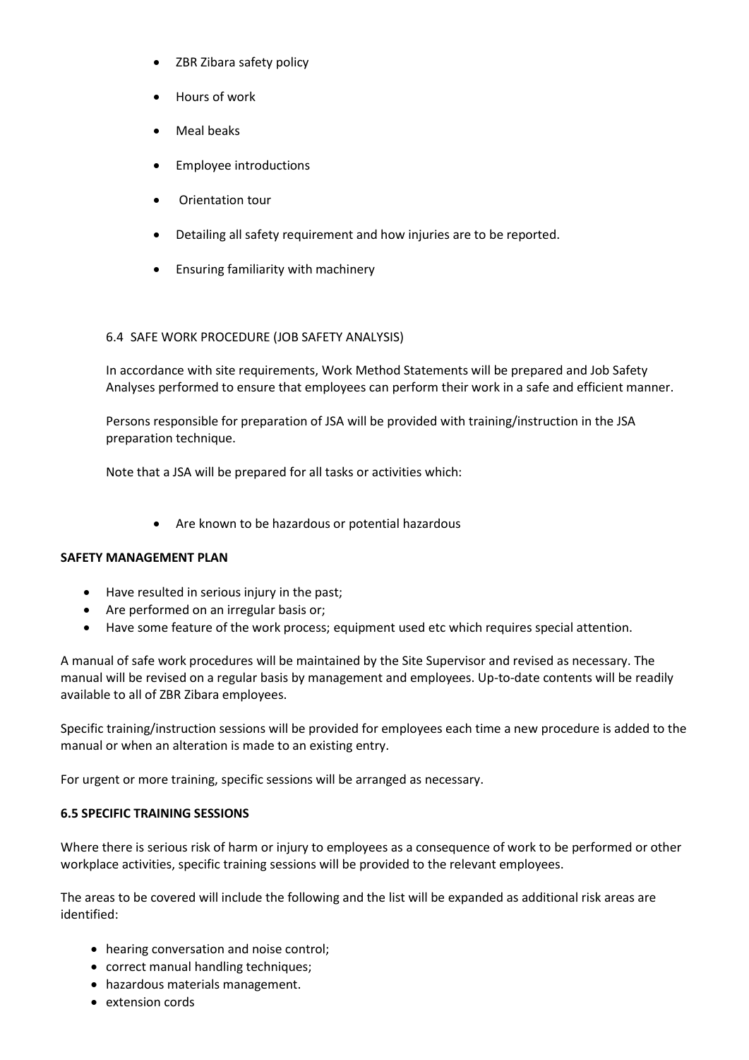- ZBR Zibara safety policy
- Hours of work
- Meal beaks
- Employee introductions
- Orientation tour
- Detailing all safety requirement and how injuries are to be reported.
- Ensuring familiarity with machinery

6.4 SAFE WORK PROCEDURE (JOB SAFETY ANALYSIS)

In accordance with site requirements, Work Method Statements will be prepared and Job Safety Analyses performed to ensure that employees can perform their work in a safe and efficient manner.

Persons responsible for preparation of JSA will be provided with training/instruction in the JSA preparation technique.

Note that a JSA will be prepared for all tasks or activities which:

- Are known to be hazardous or potential hazardous

**SAFETY MANAGEMENT PLAN**

- Have resulted in serious injury in the past;
- Are performed on an irregular basis or;
- Have some feature of the work process; equipment used etc which requires special attention.

A manual of safe work procedures will be maintained by the Site Supervisor and revised as necessary. The manual will be revised on a regular basis by management and employees. Up-to-date contents will be readily available to all of ZBR Zibara employees.

Specific training/instruction sessions will be provided for employees each time a new procedure is added to the manual or when an alteration is made to an existing entry.

For urgent or more training, specific sessions will be arranged as necessary.

**6.5 SPECIFIC TRAINING SESSIONS**

Where there is serious risk of harm or injury to employees as a consequence of work to be performed or other workplace activities, specific training sessions will be provided to the relevant employees.

The areas to be covered will include the following and the list will be expanded as additional risk areas are identified:

- hearing conversation and noise control;
- correct manual handling techniques;
- hazardous materials management.
- extension cords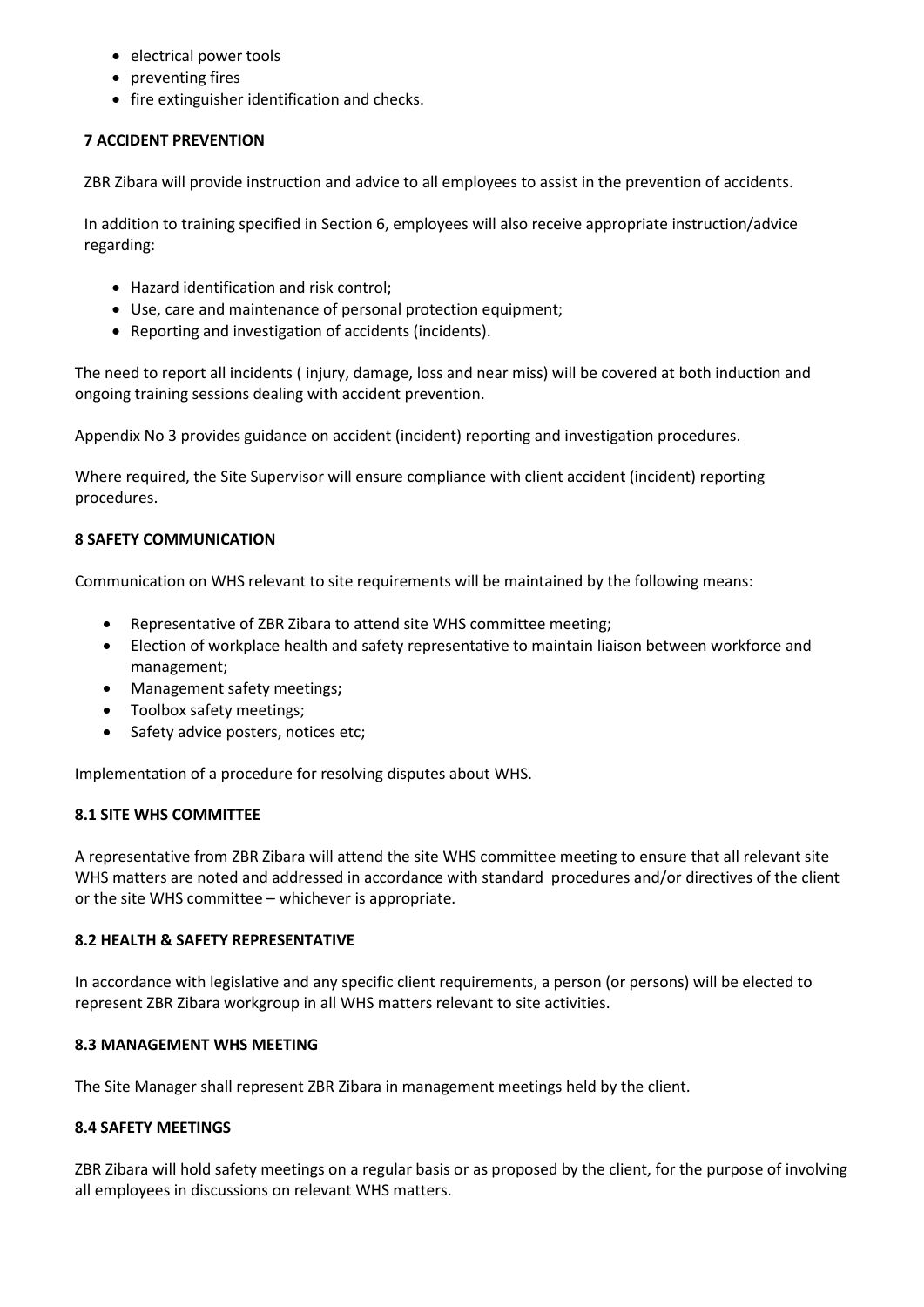- electrical power tools
- preventing fires
- fire extinguisher identification and checks.

## 7 ACCIDENT PREVENTION

ZBR Zibara will provide instruction and advice to all employees to assist in the prevention of accidents.

In addition to training specified in Section 6, employees will also receive appropriate instruction/advice regarding:

- Hazard identification and risk control;
- Use, care and maintenance of personal protection equipment;
- Reporting and investigation of accidents (incidents).

The need to report all incidents ( injury, damage, loss and near miss) will be covered at both induction and ongoing training sessions dealing with accident prevention.

Appendix No 3 provides guidance on accident (incident) reporting and investigation procedures.

Where required, the Site Supervisor will ensure compliance with client accident (incident) reporting procedures.

## 8 SAFETY COMMUNICATION

Communication on WHS relevant to site requirements will be maintained by the following means:

- Representative of ZBR Zibara to attend site WHS committee meeting;
- Election of workplace health and safety representative to maintain liaison between workforce and management;
- Management safety meetings**;**
- Toolbox safety meetings;
- Safety advice posters, notices etc;

Implementation of a procedure for resolving disputes about WHS.

### 8.1 SITE WHS COMMITTEE

A representative from ZBR Zibara will attend the site WHS committee meeting to ensure that all relevant site WHS matters are noted and addressed in accordance with standard procedures and/or directives of the client or the site WHS committee – whichever is appropriate.

### 8.2 HEALTH & SAFETY REPRESENTATIVE

In accordance with legislative and any specific client requirements, a person (or persons) will be elected to represent ZBR Zibara workgroup in all WHS matters relevant to site activities.

### 8.3 MANAGEMENT WHS MEETING

The Site Manager shall represent ZBR Zibara in management meetings held by the client.

### 8.4 SAFETY MEETINGS

ZBR Zibara will hold safety meetings on a regular basis or as proposed by the client, for the purpose of involving all employees in discussions on relevant WHS matters.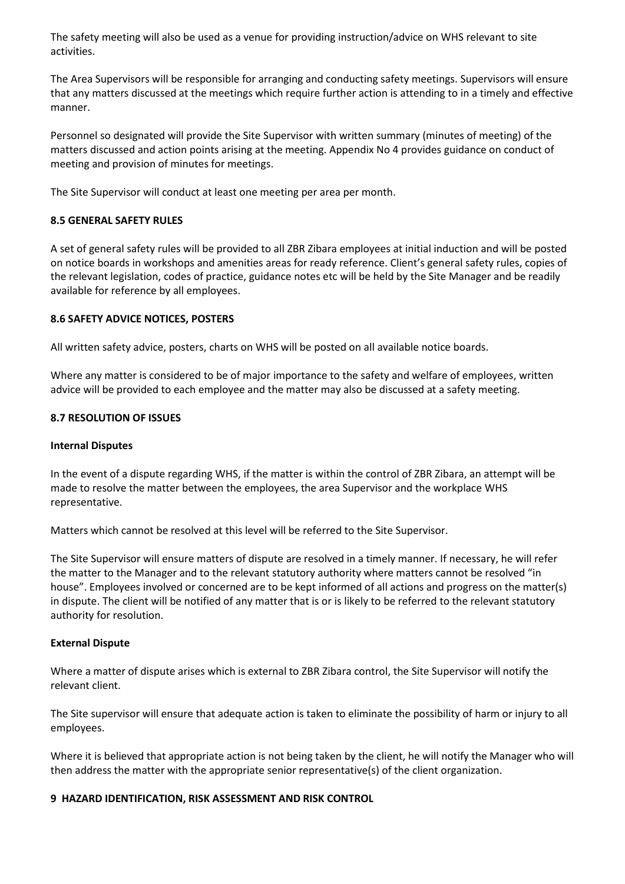The safety meeting will also be used as a venue for providing instruction/advice on WHS relevant to site activities.

The Area Supervisors will be responsible for arranging and conducting safety meetings. Supervisors will ensure that any matters discussed at the meetings which require further action is attending to in a timely and effective manner.

Personnel so designated will provide the Site Supervisor with written summary (minutes of meeting) of the matters discussed and action points arising at the meeting. Appendix No 4 provides guidance on conduct of meeting and provision of minutes for meetings.

The Site Supervisor will conduct at least one meeting per area per month.

### 8.5 GENERAL SAFETY RULES

A set of general safety rules will be provided to all ZBR Zibara employees at initial induction and will be posted on notice boards in workshops and amenities areas for ready reference. Client's general safety rules, copies of the relevant legislation, codes of practice, guidance notes etc will be held by the Site Manager and be readily available for reference by all employees.

### 8.6 SAFETY ADVICE NOTICES, POSTERS

All written safety advice, posters, charts on WHS will be posted on all available notice boards.

Where any matter is considered to be of major importance to the safety and welfare of employees, written advice will be provided to each employee and the matter may also be discussed at a safety meeting.

### 8.7 RESOLUTION OF ISSUES

#### Internal Disputes

In the event of a dispute regarding WHS, if the matter is within the control of ZBR Zibara, an attempt will be made to resolve the matter between the employees, the area Supervisor and the workplace WHS representative.

Matters which cannot be resolved at this level will be referred to the Site Supervisor.

The Site Supervisor will ensure matters of dispute are resolved in a timely manner. If necessary, he will refer the matter to the Manager and to the relevant statutory authority where matters cannot be resolved "in house". Employees involved or concerned are to be kept informed of all actions and progress on the matter(s) in dispute. The client will be notified of any matter that is or is likely to be referred to the relevant statutory authority for resolution.

#### External Dispute

Where a matter of dispute arises which is external to ZBR Zibara control, the Site Supervisor will notify the relevant client.

The Site supervisor will ensure that adequate action is taken to eliminate the possibility of harm or injury to all employees.

Where it is believed that appropriate action is not being taken by the client, he will notify the Manager who will then address the matter with the appropriate senior representative(s) of the client organization.

## 9 HAZARD IDENTIFICATION, RISK ASSESSMENT AND RISK CONTROL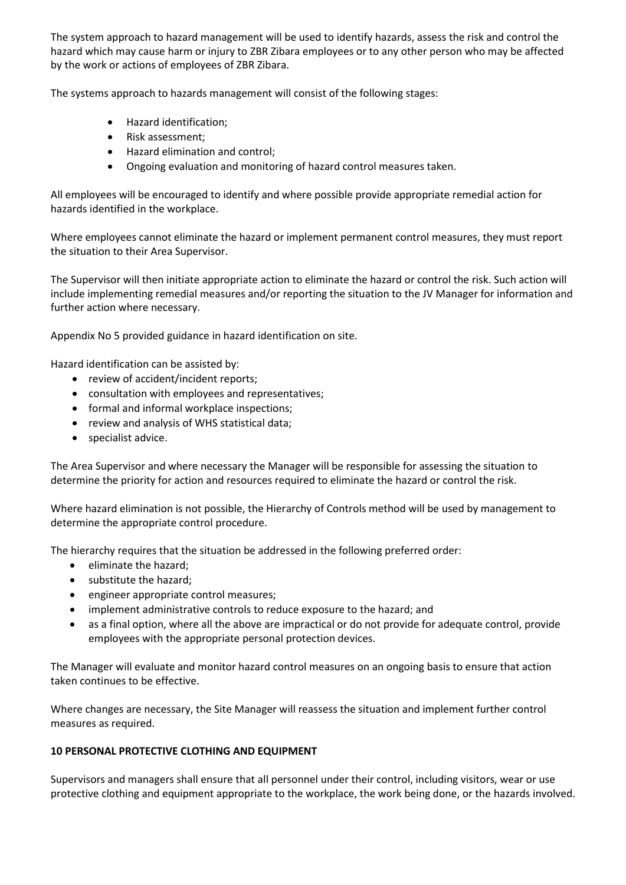The system approach to hazard management will be used to identify hazards, assess the risk and control the hazard which may cause harm or injury to ZBR Zibara employees or to any other person who may be affected by the work or actions of employees of ZBR Zibara.

The systems approach to hazards management will consist of the following stages:

- Hazard identification;
- Risk assessment;
- Hazard elimination and control;
- Ongoing evaluation and monitoring of hazard control measures taken.

All employees will be encouraged to identify and where possible provide appropriate remedial action for hazards identified in the workplace.

Where employees cannot eliminate the hazard or implement permanent control measures, they must report the situation to their Area Supervisor.

The Supervisor will then initiate appropriate action to eliminate the hazard or control the risk. Such action will include implementing remedial measures and/or reporting the situation to the JV Manager for information and further action where necessary.

Appendix No 5 provided guidance in hazard identification on site.

Hazard identification can be assisted by:

- review of accident/incident reports;
- consultation with employees and representatives;
- formal and informal workplace inspections;
- review and analysis of WHS statistical data;
- specialist advice.

The Area Supervisor and where necessary the Manager will be responsible for assessing the situation to determine the priority for action and resources required to eliminate the hazard or control the risk.

Where hazard elimination is not possible, the Hierarchy of Controls method will be used by management to determine the appropriate control procedure.

The hierarchy requires that the situation be addressed in the following preferred order:

- eliminate the hazard;
- substitute the hazard;
- engineer appropriate control measures;
- implement administrative controls to reduce exposure to the hazard; and
- as a final option, where all the above are impractical or do not provide for adequate control, provide employees with the appropriate personal protection devices.

The Manager will evaluate and monitor hazard control measures on an ongoing basis to ensure that action taken continues to be effective.

Where changes are necessary, the Site Manager will reassess the situation and implement further control measures as required.

## 10 PERSONAL PROTECTIVE CLOTHING AND EQUIPMENT

Supervisors and managers shall ensure that all personnel under their control, including visitors, wear or use protective clothing and equipment appropriate to the workplace, the work being done, or the hazards involved.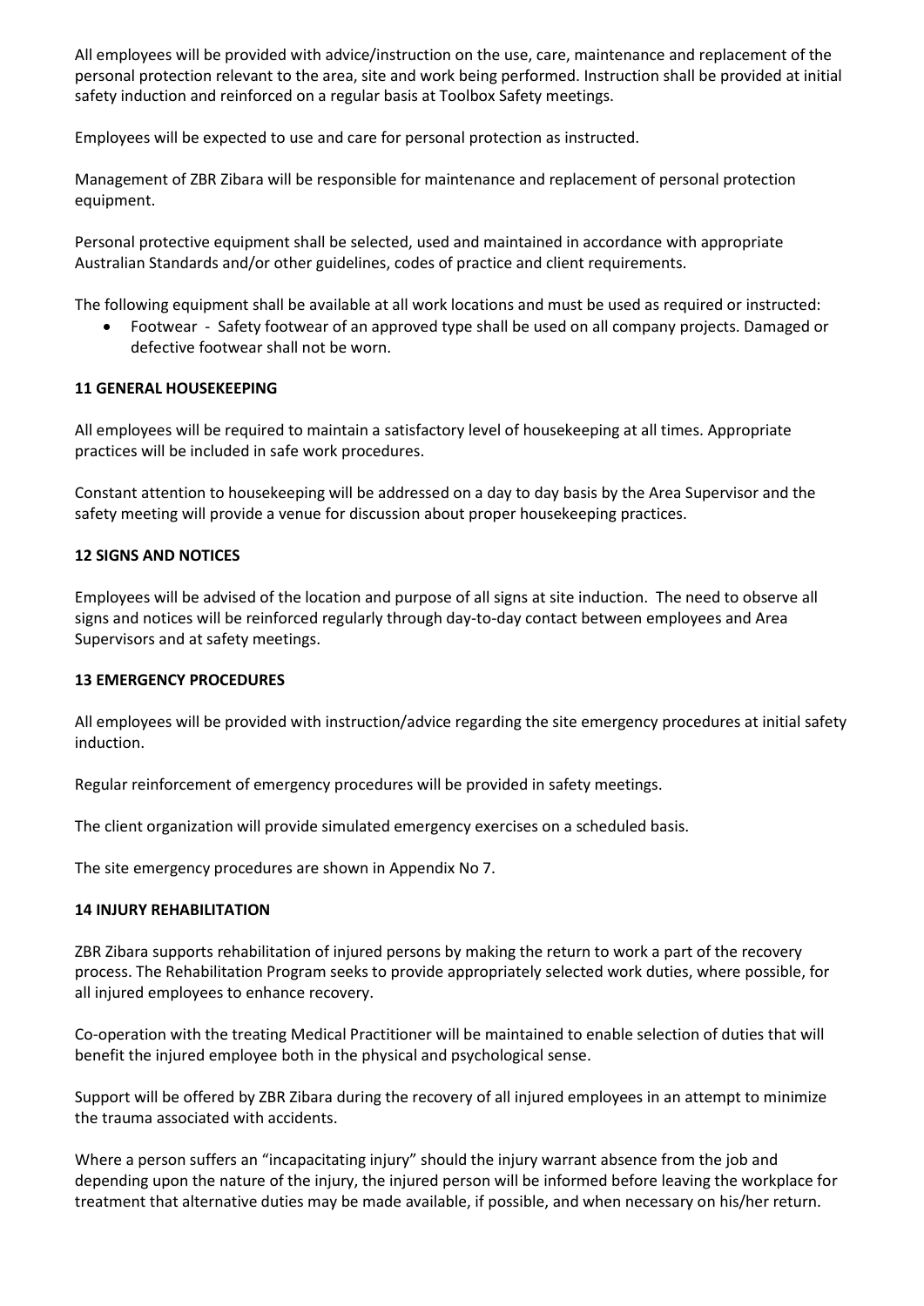All employees will be provided with advice/instruction on the use, care, maintenance and replacement of the personal protection relevant to the area, site and work being performed. Instruction shall be provided at initial safety induction and reinforced on a regular basis at Toolbox Safety meetings.

Employees will be expected to use and care for personal protection as instructed.

Management of ZBR Zibara will be responsible for maintenance and replacement of personal protection equipment.

Personal protective equipment shall be selected, used and maintained in accordance with appropriate Australian Standards and/or other guidelines, codes of practice and client requirements.

The following equipment shall be available at all work locations and must be used as required or instructed:

- Footwear - Safety footwear of an approved type shall be used on all company projects. Damaged or defective footwear shall not be worn.

## 11 GENERAL HOUSEKEEPING

All employees will be required to maintain a satisfactory level of housekeeping at all times. Appropriate practices will be included in safe work procedures.

Constant attention to housekeeping will be addressed on a day to day basis by the Area Supervisor and the safety meeting will provide a venue for discussion about proper housekeeping practices.

## 12 SIGNS AND NOTICES

Employees will be advised of the location and purpose of all signs at site induction. The need to observe all signs and notices will be reinforced regularly through day-to-day contact between employees and Area Supervisors and at safety meetings.

## 13 EMERGENCY PROCEDURES

All employees will be provided with instruction/advice regarding the site emergency procedures at initial safety induction.

Regular reinforcement of emergency procedures will be provided in safety meetings.

The client organization will provide simulated emergency exercises on a scheduled basis.

The site emergency procedures are shown in Appendix No 7.

## 14 INJURY REHABILITATION

ZBR Zibara supports rehabilitation of injured persons by making the return to work a part of the recovery process. The Rehabilitation Program seeks to provide appropriately selected work duties, where possible, for all injured employees to enhance recovery.

Co-operation with the treating Medical Practitioner will be maintained to enable selection of duties that will benefit the injured employee both in the physical and psychological sense.

Support will be offered by ZBR Zibara during the recovery of all injured employees in an attempt to minimize the trauma associated with accidents.

Where a person suffers an "incapacitating injury" should the injury warrant absence from the job and depending upon the nature of the injury, the injured person will be informed before leaving the workplace for treatment that alternative duties may be made available, if possible, and when necessary on his/her return.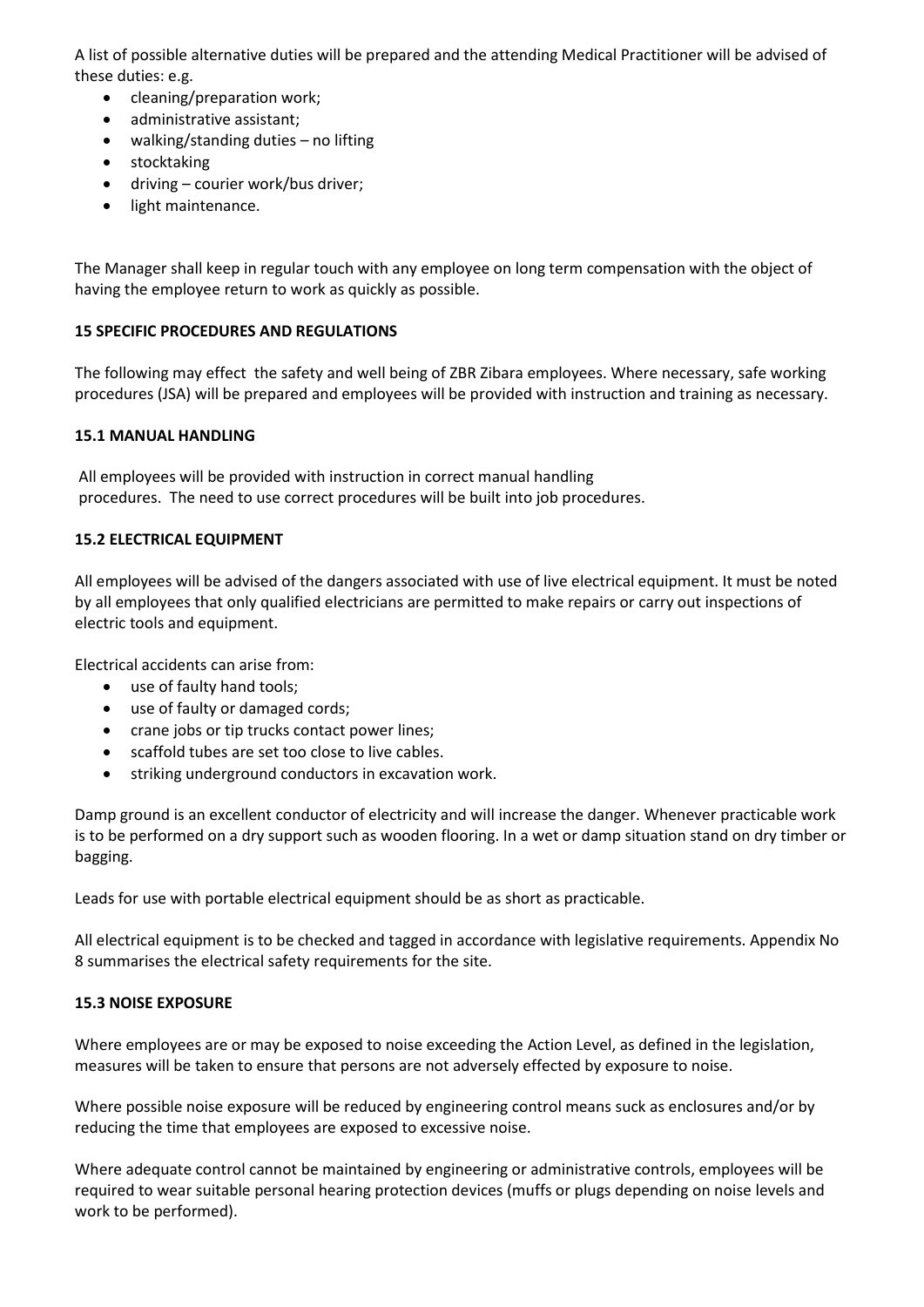A list of possible alternative duties will be prepared and the attending Medical Practitioner will be advised of these duties: e.g.

- cleaning/preparation work;
- administrative assistant;
- walking/standing duties – no lifting
- stocktaking
- driving – courier work/bus driver;
- light maintenance.

The Manager shall keep in regular touch with any employee on long term compensation with the object of having the employee return to work as quickly as possible.

## 15 SPECIFIC PROCEDURES AND REGULATIONS

The following may effect the safety and well being of ZBR Zibara employees. Where necessary, safe working procedures (JSA) will be prepared and employees will be provided with instruction and training as necessary.

### 15.1 MANUAL HANDLING

All employees will be provided with instruction in correct manual handling procedures. The need to use correct procedures will be built into job procedures.

### 15.2 ELECTRICAL EQUIPMENT

All employees will be advised of the dangers associated with use of live electrical equipment. It must be noted by all employees that only qualified electricians are permitted to make repairs or carry out inspections of electric tools and equipment.

Electrical accidents can arise from:

- use of faulty hand tools;
- use of faulty or damaged cords;
- crane jobs or tip trucks contact power lines;
- scaffold tubes are set too close to live cables.
- striking underground conductors in excavation work.

Damp ground is an excellent conductor of electricity and will increase the danger. Whenever practicable work is to be performed on a dry support such as wooden flooring. In a wet or damp situation stand on dry timber or bagging.

Leads for use with portable electrical equipment should be as short as practicable.

All electrical equipment is to be checked and tagged in accordance with legislative requirements. Appendix No 8 summarises the electrical safety requirements for the site.

### 15.3 NOISE EXPOSURE

Where employees are or may be exposed to noise exceeding the Action Level, as defined in the legislation, measures will be taken to ensure that persons are not adversely effected by exposure to noise.

Where possible noise exposure will be reduced by engineering control means suck as enclosures and/or by reducing the time that employees are exposed to excessive noise.

Where adequate control cannot be maintained by engineering or administrative controls, employees will be required to wear suitable personal hearing protection devices (muffs or plugs depending on noise levels and work to be performed).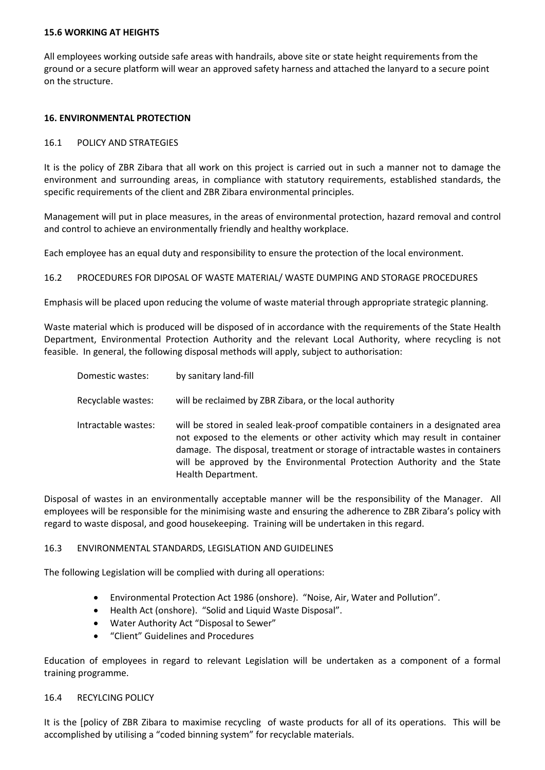**15.6 WORKING AT HEIGHTS**

All employees working outside safe areas with handrails, above site or state height requirements from the ground or a secure platform will wear an approved safety harness and attached the lanyard to a secure point on the structure.

## 16. ENVIRONMENTAL PROTECTION

### 16.1 POLICY AND STRATEGIES

It is the policy of ZBR Zibara that all work on this project is carried out in such a manner not to damage the environment and surrounding areas, in compliance with statutory requirements, established standards, the specific requirements of the client and ZBR Zibara environmental principles.

Management will put in place measures, in the areas of environmental protection, hazard removal and control and control to achieve an environmentally friendly and healthy workplace.

Each employee has an equal duty and responsibility to ensure the protection of the local environment.

### 16.2 PROCEDURES FOR DIPOSAL OF WASTE MATERIAL/ WASTE DUMPING AND STORAGE PROCEDURES

Emphasis will be placed upon reducing the volume of waste material through appropriate strategic planning.

Waste material which is produced will be disposed of in accordance with the requirements of the State Health Department, Environmental Protection Authority and the relevant Local Authority, where recycling is not feasible. In general, the following disposal methods will apply, subject to authorisation:

| | |
|---|---|
| Domestic wastes: | by sanitary land-fill |
| Recyclable wastes: | will be reclaimed by ZBR Zibara, or the local authority |
| Intractable wastes: | will be stored in sealed leak-proof compatible containers in a designated area not exposed to the elements or other activity which may result in container damage. The disposal, treatment or storage of intractable wastes in containers will be approved by the Environmental Protection Authority and the State Health Department. |

Disposal of wastes in an environmentally acceptable manner will be the responsibility of the Manager. All employees will be responsible for the minimising waste and ensuring the adherence to ZBR Zibara's policy with regard to waste disposal, and good housekeeping. Training will be undertaken in this regard.

### 16.3 ENVIRONMENTAL STANDARDS, LEGISLATION AND GUIDELINES

The following Legislation will be complied with during all operations:

- Environmental Protection Act 1986 (onshore). "Noise, Air, Water and Pollution".
- Health Act (onshore). "Solid and Liquid Waste Disposal".
- Water Authority Act "Disposal to Sewer"
- "Client" Guidelines and Procedures

Education of employees in regard to relevant Legislation will be undertaken as a component of a formal training programme.

### 16.4 RECYLCING POLICY

It is the [policy of ZBR Zibara to maximise recycling of waste products for all of its operations. This will be accomplished by utilising a "coded binning system" for recyclable materials.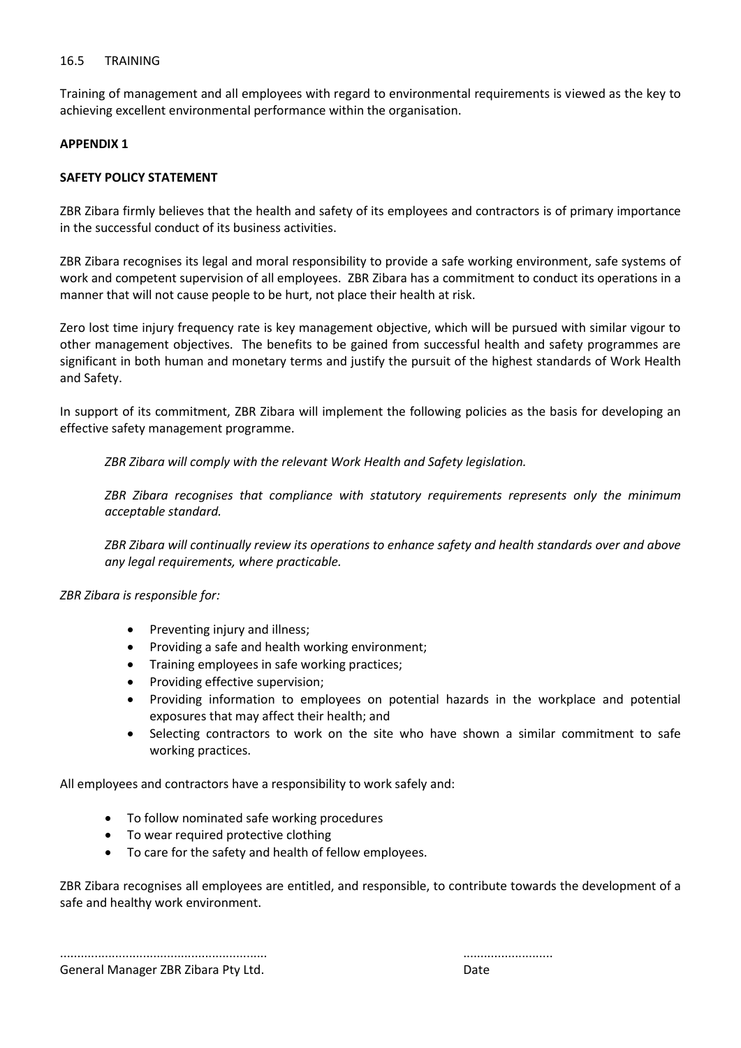### 16.5 TRAINING

Training of management and all employees with regard to environmental requirements is viewed as the key to achieving excellent environmental performance within the organisation.

**APPENDIX 1**

**SAFETY POLICY STATEMENT**

ZBR Zibara firmly believes that the health and safety of its employees and contractors is of primary importance in the successful conduct of its business activities.

ZBR Zibara recognises its legal and moral responsibility to provide a safe working environment, safe systems of work and competent supervision of all employees. ZBR Zibara has a commitment to conduct its operations in a manner that will not cause people to be hurt, not place their health at risk.

Zero lost time injury frequency rate is key management objective, which will be pursued with similar vigour to other management objectives. The benefits to be gained from successful health and safety programmes are significant in both human and monetary terms and justify the pursuit of the highest standards of Work Health and Safety.

In support of its commitment, ZBR Zibara will implement the following policies as the basis for developing an effective safety management programme.

> *ZBR Zibara will comply with the relevant Work Health and Safety legislation.*
>
> *ZBR Zibara recognises that compliance with statutory requirements represents only the minimum acceptable standard.*
>
> *ZBR Zibara will continually review its operations to enhance safety and health standards over and above any legal requirements, where practicable.*

*ZBR Zibara is responsible for:*

- Preventing injury and illness;
- Providing a safe and health working environment;
- Training employees in safe working practices;
- Providing effective supervision;
- Providing information to employees on potential hazards in the workplace and potential exposures that may affect their health; and
- Selecting contractors to work on the site who have shown a similar commitment to safe working practices.

All employees and contractors have a responsibility to work safely and:

- To follow nominated safe working procedures
- To wear required protective clothing
- To care for the safety and health of fellow employees.

ZBR Zibara recognises all employees are entitled, and responsible, to contribute towards the development of a safe and healthy work environment.

............................................................ ..........................

General Manager ZBR Zibara Pty Ltd. Date